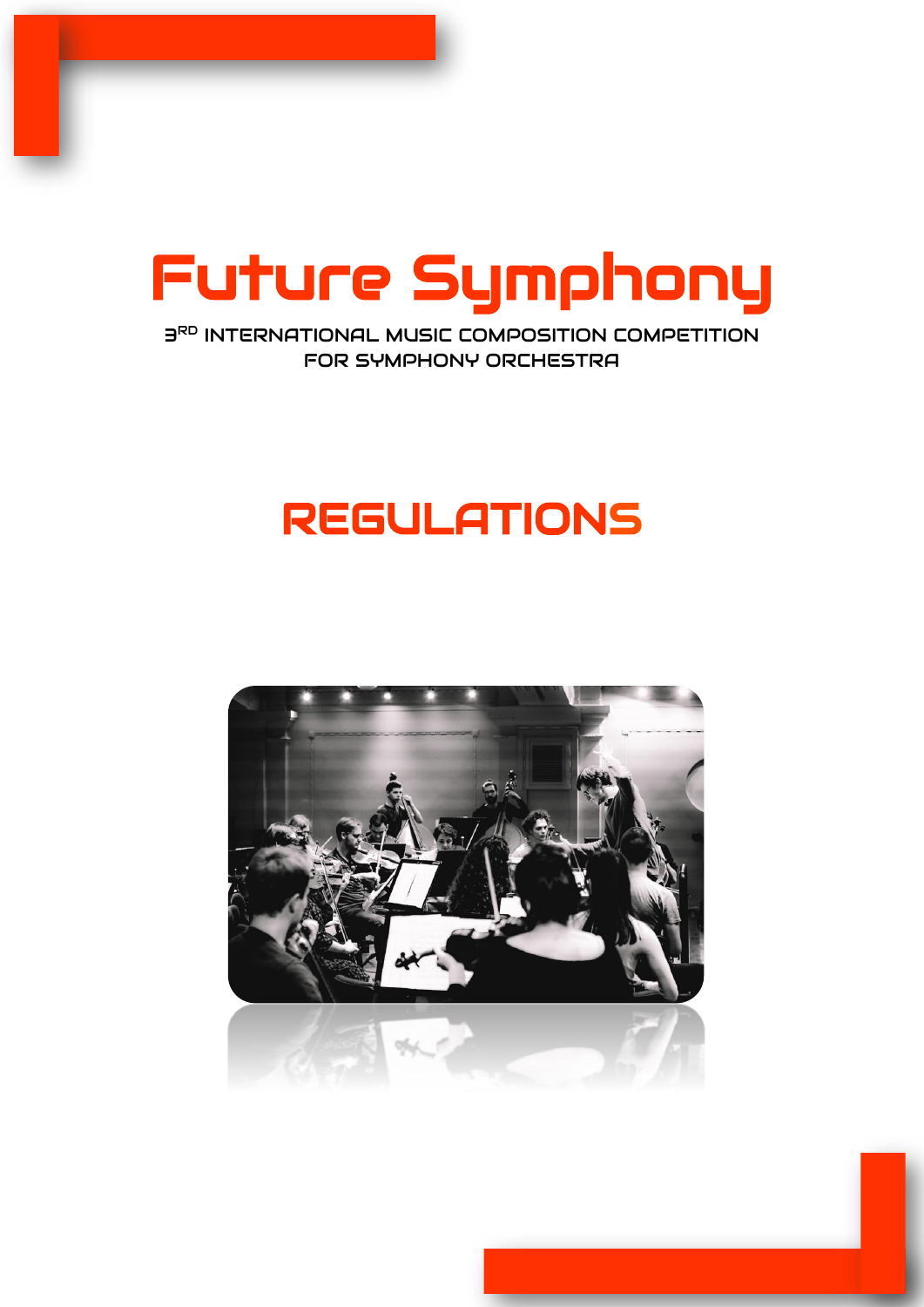# Future Symphony

3RD INTERNATIONAL MUSIC COMPOSITION COMPETITION FOR SYMPHONY ORCHESTRA

## REGULATIONS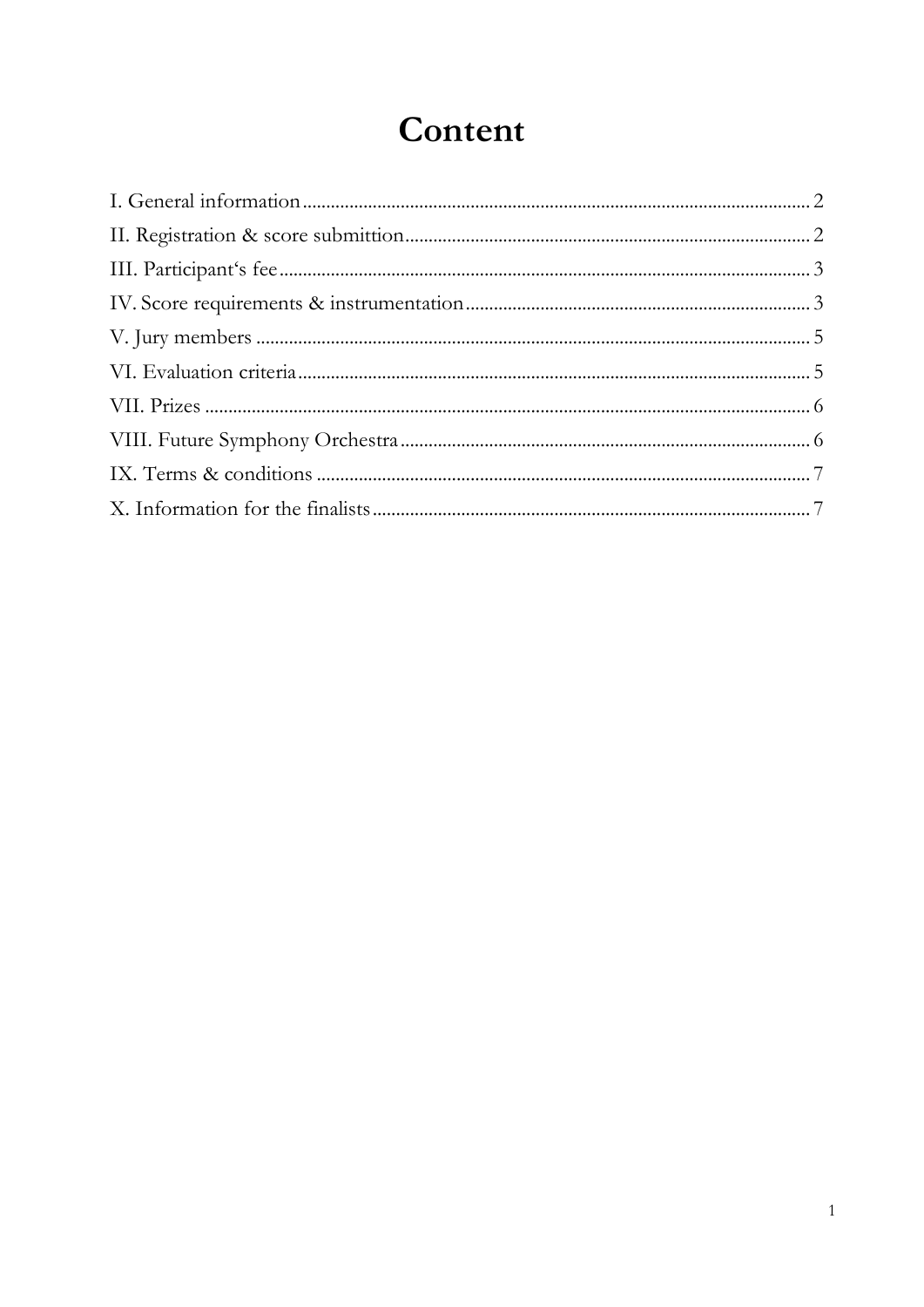# Content

I. General information ........................................................................................................... 2
II. Registration & score submittion ...................................................................................... 2
III. Participant's fee ................................................................................................................ 3
IV. Score requirements & instrumentation ......................................................................... 3
V. Jury members ...................................................................................................................... 5
VI. Evaluation criteria ............................................................................................................. 5
VII. Prizes ................................................................................................................................. 6
VIII. Future Symphony Orchestra ....................................................................................... 6
IX. Terms & conditions ......................................................................................................... 7
X. Information for the finalists ............................................................................................. 7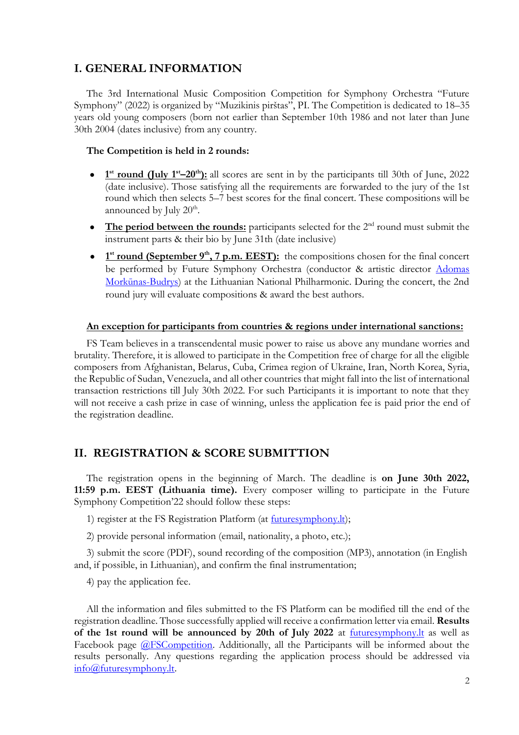## I. GENERAL INFORMATION

The 3rd International Music Composition Competition for Symphony Orchestra "Future Symphony" (2022) is organized by "Muzikinis pirštas", PI. The Competition is dedicated to 18–35 years old young composers (born not earlier than September 10th 1986 and not later than June 30th 2004 (dates inclusive) from any country.

**The Competition is held in 2 rounds:**

- **1st round (July 1st–20th):** all scores are sent in by the participants till 30th of June, 2022 (date inclusive). Those satisfying all the requirements are forwarded to the jury of the 1st round which then selects 5–7 best scores for the final concert. These compositions will be announced by July 20th.
- **The period between the rounds:** participants selected for the 2nd round must submit the instrument parts & their bio by June 31th (date inclusive)
- **1st round (September 9th, 7 p.m. EEST):** the compositions chosen for the final concert be performed by Future Symphony Orchestra (conductor & artistic director Adomas Morkūnas-Budrys) at the Lithuanian National Philharmonic. During the concert, the 2nd round jury will evaluate compositions & award the best authors.

**An exception for participants from countries & regions under international sanctions:**

FS Team believes in a transcendental music power to raise us above any mundane worries and brutality. Therefore, it is allowed to participate in the Competition free of charge for all the eligible composers from Afghanistan, Belarus, Cuba, Crimea region of Ukraine, Iran, North Korea, Syria, the Republic of Sudan, Venezuela, and all other countries that might fall into the list of international transaction restrictions till July 30th 2022. For such Participants it is important to note that they will not receive a cash prize in case of winning, unless the application fee is paid prior the end of the registration deadline.

## II. REGISTRATION & SCORE SUBMITTION

The registration opens in the beginning of March. The deadline is **on June 30th 2022, 11:59 p.m. EEST (Lithuania time).** Every composer willing to participate in the Future Symphony Competition'22 should follow these steps:

1) register at the FS Registration Platform (at futuresymphony.lt);

2) provide personal information (email, nationality, a photo, etc.);

3) submit the score (PDF), sound recording of the composition (MP3), annotation (in English and, if possible, in Lithuanian), and confirm the final instrumentation;

4) pay the application fee.

All the information and files submitted to the FS Platform can be modified till the end of the registration deadline. Those successfully applied will receive a confirmation letter via email. **Results of the 1st round will be announced by 20th of July 2022** at futuresymphony.lt as well as Facebook page @FSCompetition. Additionally, all the Participants will be informed about the results personally. Any questions regarding the application process should be addressed via info@futuresymphony.lt.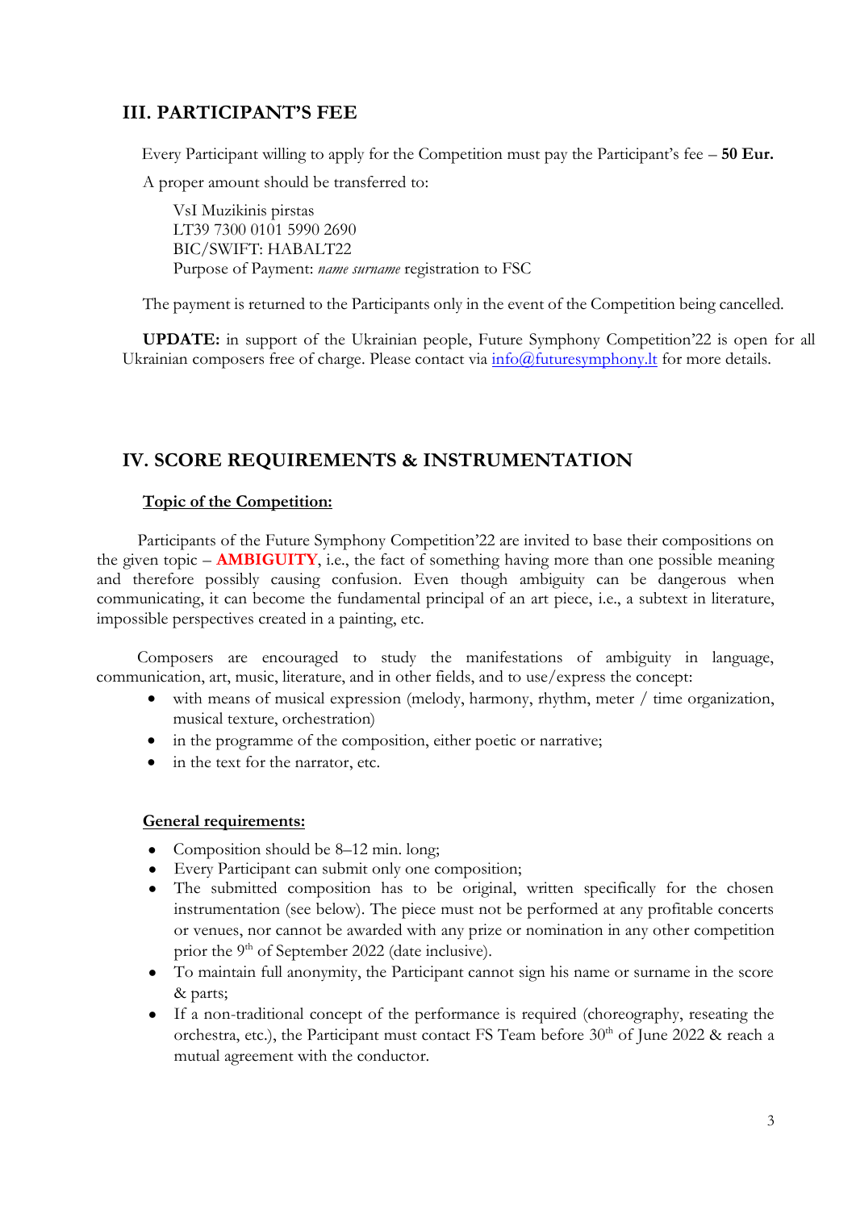## III. PARTICIPANT'S FEE

Every Participant willing to apply for the Competition must pay the Participant's fee – **50 Eur.**

A proper amount should be transferred to:

VsI Muzikinis pirstas
LT39 7300 0101 5990 2690
BIC/SWIFT: HABALT22
Purpose of Payment: *name surname* registration to FSC

The payment is returned to the Participants only in the event of the Competition being cancelled.

**UPDATE:** in support of the Ukrainian people, Future Symphony Competition'22 is open for all Ukrainian composers free of charge. Please contact via info@futuresymphony.lt for more details.

## IV. SCORE REQUIREMENTS & INSTRUMENTATION

**Topic of the Competition:**

Participants of the Future Symphony Competition'22 are invited to base their compositions on the given topic – **AMBIGUITY**, i.e., the fact of something having more than one possible meaning and therefore possibly causing confusion. Even though ambiguity can be dangerous when communicating, it can become the fundamental principal of an art piece, i.e., a subtext in literature, impossible perspectives created in a painting, etc.

Composers are encouraged to study the manifestations of ambiguity in language, communication, art, music, literature, and in other fields, and to use/express the concept:

- with means of musical expression (melody, harmony, rhythm, meter / time organization, musical texture, orchestration)
- in the programme of the composition, either poetic or narrative;
- in the text for the narrator, etc.

**General requirements:**

- Composition should be 8–12 min. long;
- Every Participant can submit only one composition;
- The submitted composition has to be original, written specifically for the chosen instrumentation (see below). The piece must not be performed at any profitable concerts or venues, nor cannot be awarded with any prize or nomination in any other competition prior the 9th of September 2022 (date inclusive).
- To maintain full anonymity, the Participant cannot sign his name or surname in the score & parts;
- If a non-traditional concept of the performance is required (choreography, reseating the orchestra, etc.), the Participant must contact FS Team before 30th of June 2022 & reach a mutual agreement with the conductor.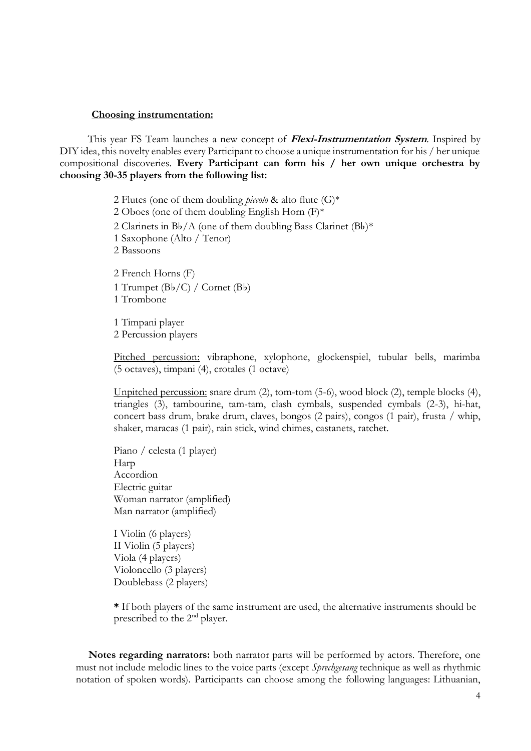**Choosing instrumentation:**

This year FS Team launches a new concept of ***Flexi-Instrumentation System***. Inspired by DIY idea, this novelty enables every Participant to choose a unique instrumentation for his / her unique compositional discoveries. **Every Participant can form his / her own unique orchestra by choosing 30-35 players from the following list:**

2 Flutes (one of them doubling *piccolo* & alto flute (G)*
2 Oboes (one of them doubling English Horn (F)*
2 Clarinets in B♭/A (one of them doubling Bass Clarinet (B♭)*
1 Saxophone (Alto / Tenor)
2 Bassoons

2 French Horns (F)
1 Trumpet (B♭/C) / Cornet (B♭)
1 Trombone

1 Timpani player
2 Percussion players

Pitched percussion: vibraphone, xylophone, glockenspiel, tubular bells, marimba (5 octaves), timpani (4), crotales (1 octave)

Unpitched percussion: snare drum (2), tom-tom (5-6), wood block (2), temple blocks (4), triangles (3), tambourine, tam-tam, clash cymbals, suspended cymbals (2-3), hi-hat, concert bass drum, brake drum, claves, bongos (2 pairs), congos (1 pair), frusta / whip, shaker, maracas (1 pair), rain stick, wind chimes, castanets, ratchet.

Piano / celesta (1 player)
Harp
Accordion
Electric guitar
Woman narrator (amplified)
Man narrator (amplified)

I Violin (6 players)
II Violin (5 players)
Viola (4 players)
Violoncello (3 players)
Doublebass (2 players)

**\*** If both players of the same instrument are used, the alternative instruments should be prescribed to the 2nd player.

**Notes regarding narrators:** both narrator parts will be performed by actors. Therefore, one must not include melodic lines to the voice parts (except *Sprechgesang* technique as well as rhythmic notation of spoken words). Participants can choose among the following languages: Lithuanian,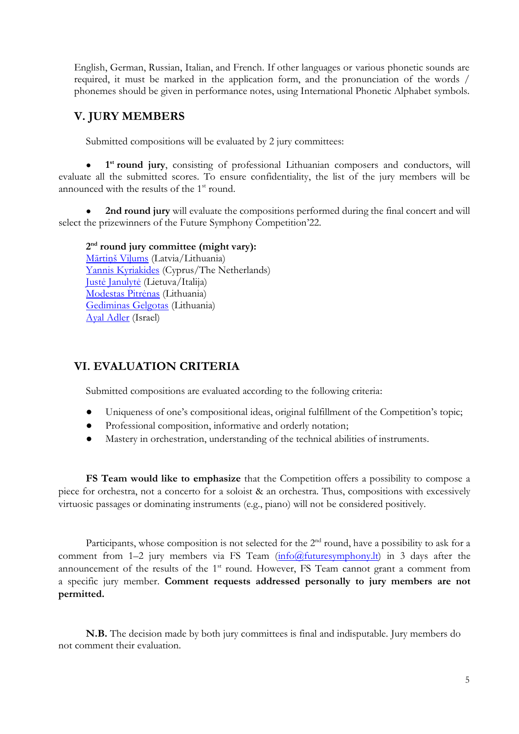English, German, Russian, Italian, and French. If other languages or various phonetic sounds are required, it must be marked in the application form, and the pronunciation of the words / phonemes should be given in performance notes, using International Phonetic Alphabet symbols.

## V. JURY MEMBERS

Submitted compositions will be evaluated by 2 jury committees:

- **1st round jury**, consisting of professional Lithuanian composers and conductors, will evaluate all the submitted scores. To ensure confidentiality, the list of the jury members will be announced with the results of the 1st round.

- **2nd round jury** will evaluate the compositions performed during the final concert and will select the prizewinners of the Future Symphony Competition'22.

**2nd round jury committee (might vary):**
Mārtiņš Viļums (Latvia/Lithuania)
Yannis Kyriakides (Cyprus/The Netherlands)
Justė Janulytė (Lietuva/Italija)
Modestas Pitrėnas (Lithuania)
Gediminas Gelgotas (Lithuania)
Ayal Adler (Israel)

## VI. EVALUATION CRITERIA

Submitted compositions are evaluated according to the following criteria:

- Uniqueness of one's compositional ideas, original fulfillment of the Competition's topic;
- Professional composition, informative and orderly notation;
- Mastery in orchestration, understanding of the technical abilities of instruments.

**FS Team would like to emphasize** that the Competition offers a possibility to compose a piece for orchestra, not a concerto for a soloist & an orchestra. Thus, compositions with excessively virtuosic passages or dominating instruments (e.g., piano) will not be considered positively.

Participants, whose composition is not selected for the 2nd round, have a possibility to ask for a comment from 1–2 jury members via FS Team (info@futuresymphony.lt) in 3 days after the announcement of the results of the 1st round. However, FS Team cannot grant a comment from a specific jury member. **Comment requests addressed personally to jury members are not permitted.**

**N.B.** The decision made by both jury committees is final and indisputable. Jury members do not comment their evaluation.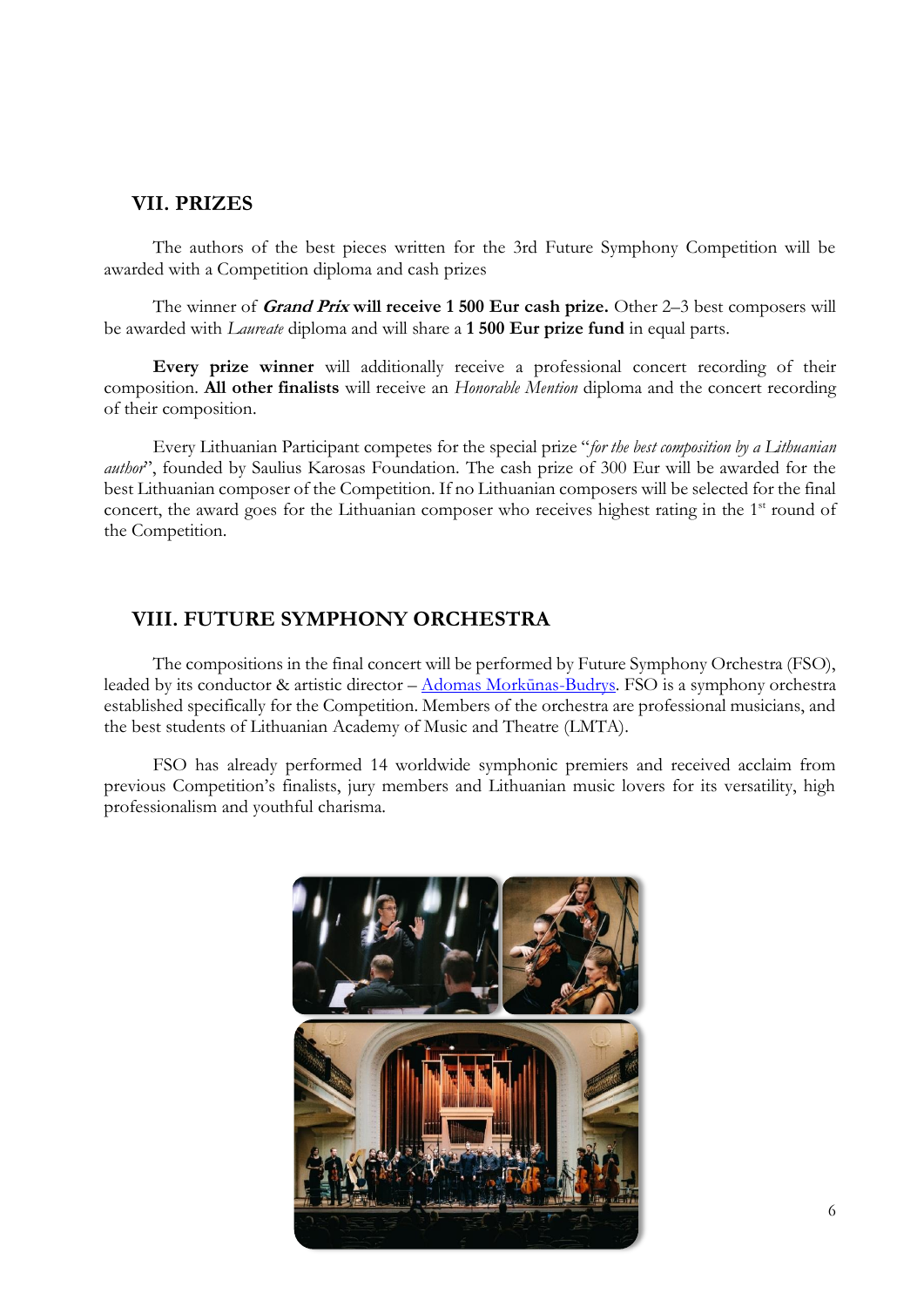## VII. PRIZES

The authors of the best pieces written for the 3rd Future Symphony Competition will be awarded with a Competition diploma and cash prizes

The winner of ***Grand Prix* will receive 1 500 Eur cash prize.** Other 2–3 best composers will be awarded with *Laureate* diploma and will share a **1 500 Eur prize fund** in equal parts.

**Every prize winner** will additionally receive a professional concert recording of their composition. **All other finalists** will receive an *Honorable Mention* diploma and the concert recording of their composition.

Every Lithuanian Participant competes for the special prize "*for the best composition by a Lithuanian author*", founded by Saulius Karosas Foundation. The cash prize of 300 Eur will be awarded for the best Lithuanian composer of the Competition. If no Lithuanian composers will be selected for the final concert, the award goes for the Lithuanian composer who receives highest rating in the 1st round of the Competition.

## VIII. FUTURE SYMPHONY ORCHESTRA

The compositions in the final concert will be performed by Future Symphony Orchestra (FSO), leaded by its conductor & artistic director – Adomas Morkūnas-Budrys. FSO is a symphony orchestra established specifically for the Competition. Members of the orchestra are professional musicians, and the best students of Lithuanian Academy of Music and Theatre (LMTA).

FSO has already performed 14 worldwide symphonic premiers and received acclaim from previous Competition's finalists, jury members and Lithuanian music lovers for its versatility, high professionalism and youthful charisma.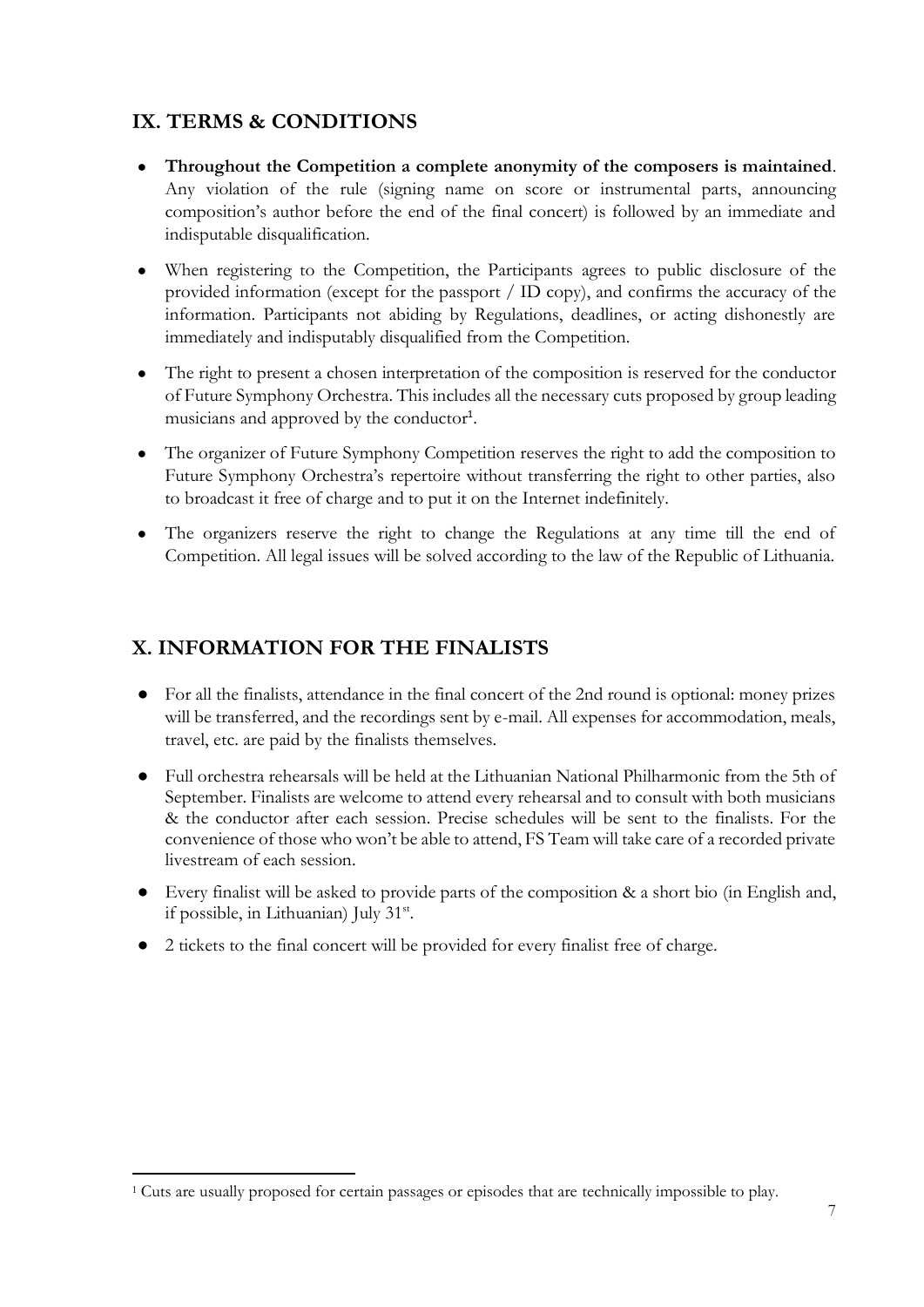## IX. TERMS & CONDITIONS

- **Throughout the Competition a complete anonymity of the composers is maintained**. Any violation of the rule (signing name on score or instrumental parts, announcing composition's author before the end of the final concert) is followed by an immediate and indisputable disqualification.
- When registering to the Competition, the Participants agrees to public disclosure of the provided information (except for the passport / ID copy), and confirms the accuracy of the information. Participants not abiding by Regulations, deadlines, or acting dishonestly are immediately and indisputably disqualified from the Competition.
- The right to present a chosen interpretation of the composition is reserved for the conductor of Future Symphony Orchestra. This includes all the necessary cuts proposed by group leading musicians and approved by the conductor[1].
- The organizer of Future Symphony Competition reserves the right to add the composition to Future Symphony Orchestra's repertoire without transferring the right to other parties, also to broadcast it free of charge and to put it on the Internet indefinitely.
- The organizers reserve the right to change the Regulations at any time till the end of Competition. All legal issues will be solved according to the law of the Republic of Lithuania.

## X. INFORMATION FOR THE FINALISTS

- For all the finalists, attendance in the final concert of the 2nd round is optional: money prizes will be transferred, and the recordings sent by e-mail. All expenses for accommodation, meals, travel, etc. are paid by the finalists themselves.
- Full orchestra rehearsals will be held at the Lithuanian National Philharmonic from the 5th of September. Finalists are welcome to attend every rehearsal and to consult with both musicians & the conductor after each session. Precise schedules will be sent to the finalists. For the convenience of those who won't be able to attend, FS Team will take care of a recorded private livestream of each session.
- Every finalist will be asked to provide parts of the composition & a short bio (in English and, if possible, in Lithuanian) July 31st.
- 2 tickets to the final concert will be provided for every finalist free of charge.

---

[1] Cuts are usually proposed for certain passages or episodes that are technically impossible to play.